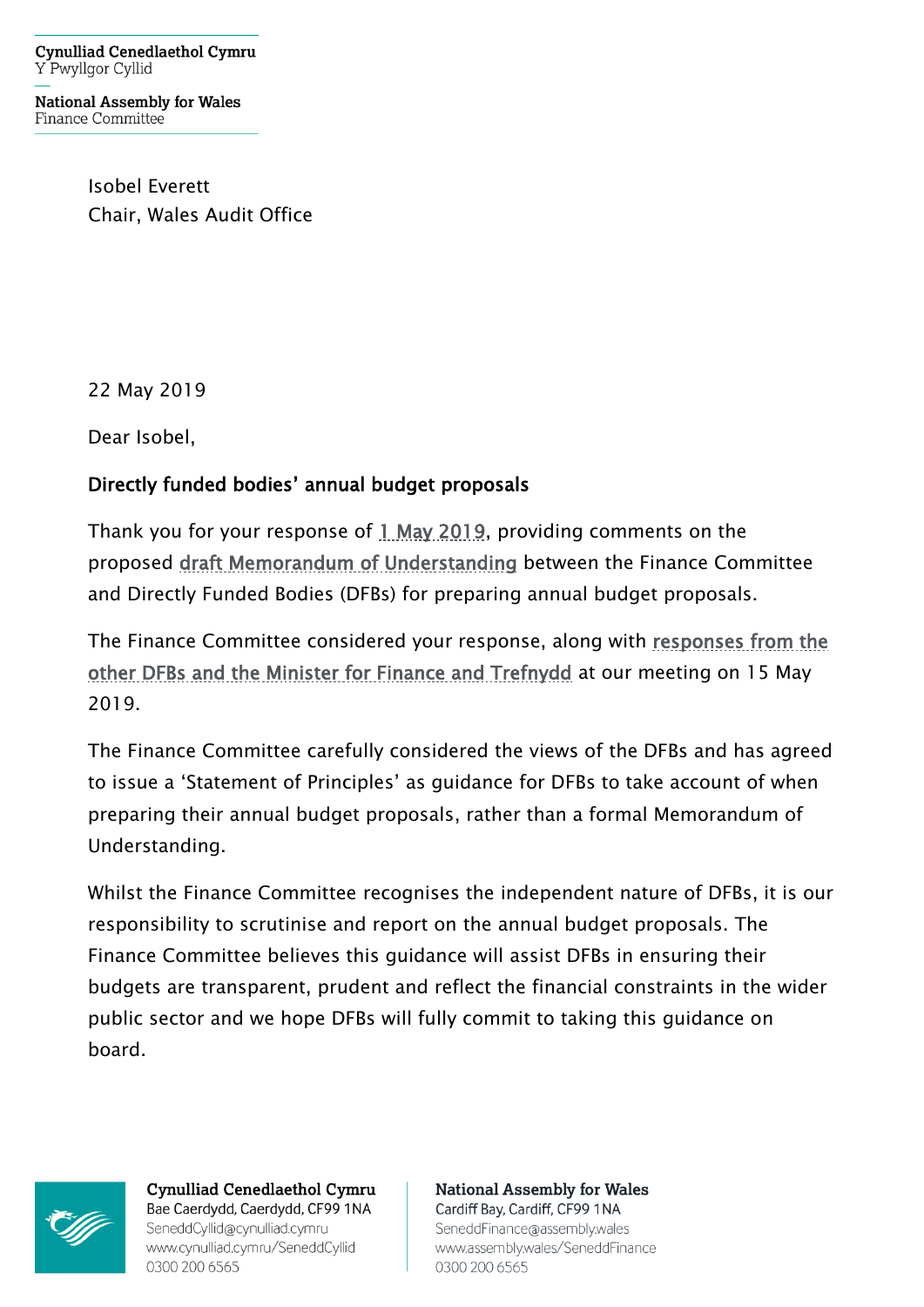Cynulliad Cenedlaethol Cymru
Y Pwyllgor Cyllid

National Assembly for Wales
Finance Committee

Isobel Everett
Chair, Wales Audit Office

22 May 2019

Dear Isobel,

**Directly funded bodies' annual budget proposals**

Thank you for your response of 1 May 2019, providing comments on the proposed draft Memorandum of Understanding between the Finance Committee and Directly Funded Bodies (DFBs) for preparing annual budget proposals.

The Finance Committee considered your response, along with responses from the other DFBs and the Minister for Finance and Trefnydd at our meeting on 15 May 2019.

The Finance Committee carefully considered the views of the DFBs and has agreed to issue a 'Statement of Principles' as guidance for DFBs to take account of when preparing their annual budget proposals, rather than a formal Memorandum of Understanding.

Whilst the Finance Committee recognises the independent nature of DFBs, it is our responsibility to scrutinise and report on the annual budget proposals. The Finance Committee believes this guidance will assist DFBs in ensuring their budgets are transparent, prudent and reflect the financial constraints in the wider public sector and we hope DFBs will fully commit to taking this guidance on board.

Cynulliad Cenedlaethol Cymru
Bae Caerdydd, Caerdydd, CF99 1NA
SeneddCyllid@cynulliad.cymru
www.cynulliad.cymru/SeneddCyllid
0300 200 6565

National Assembly for Wales
Cardiff Bay, Cardiff, CF99 1NA
SeneddFinance@assembly.wales
www.assembly.wales/SeneddFinance
0300 200 6565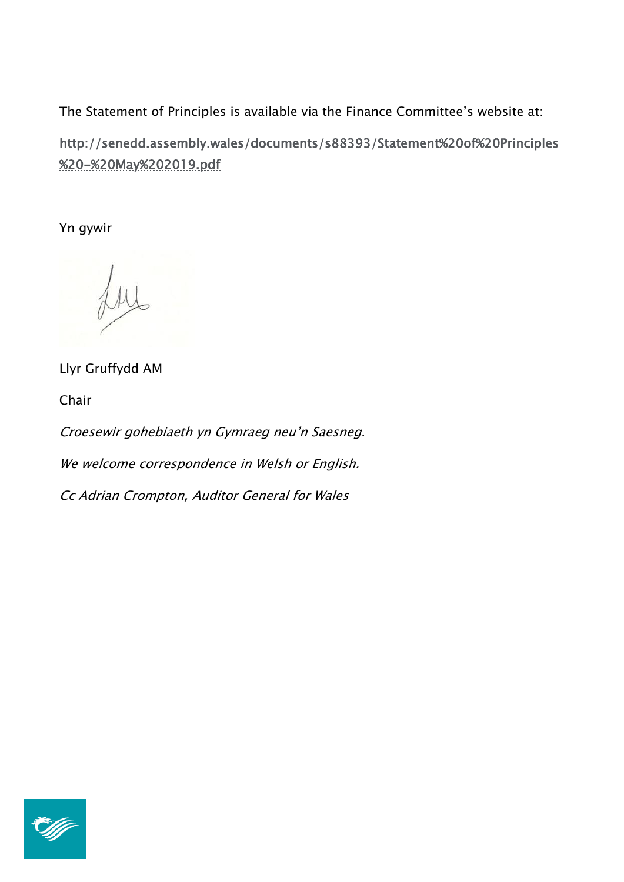The Statement of Principles is available via the Finance Committee's website at:

http://senedd.assembly.wales/documents/s88393/Statement%20of%20Principles%20-%20May%202019.pdf

Yn gywir

Llyr Gruffydd AM

Chair

*Croesewir gohebiaeth yn Gymraeg neu'n Saesneg.*

*We welcome correspondence in Welsh or English.*

*Cc Adrian Crompton, Auditor General for Wales*